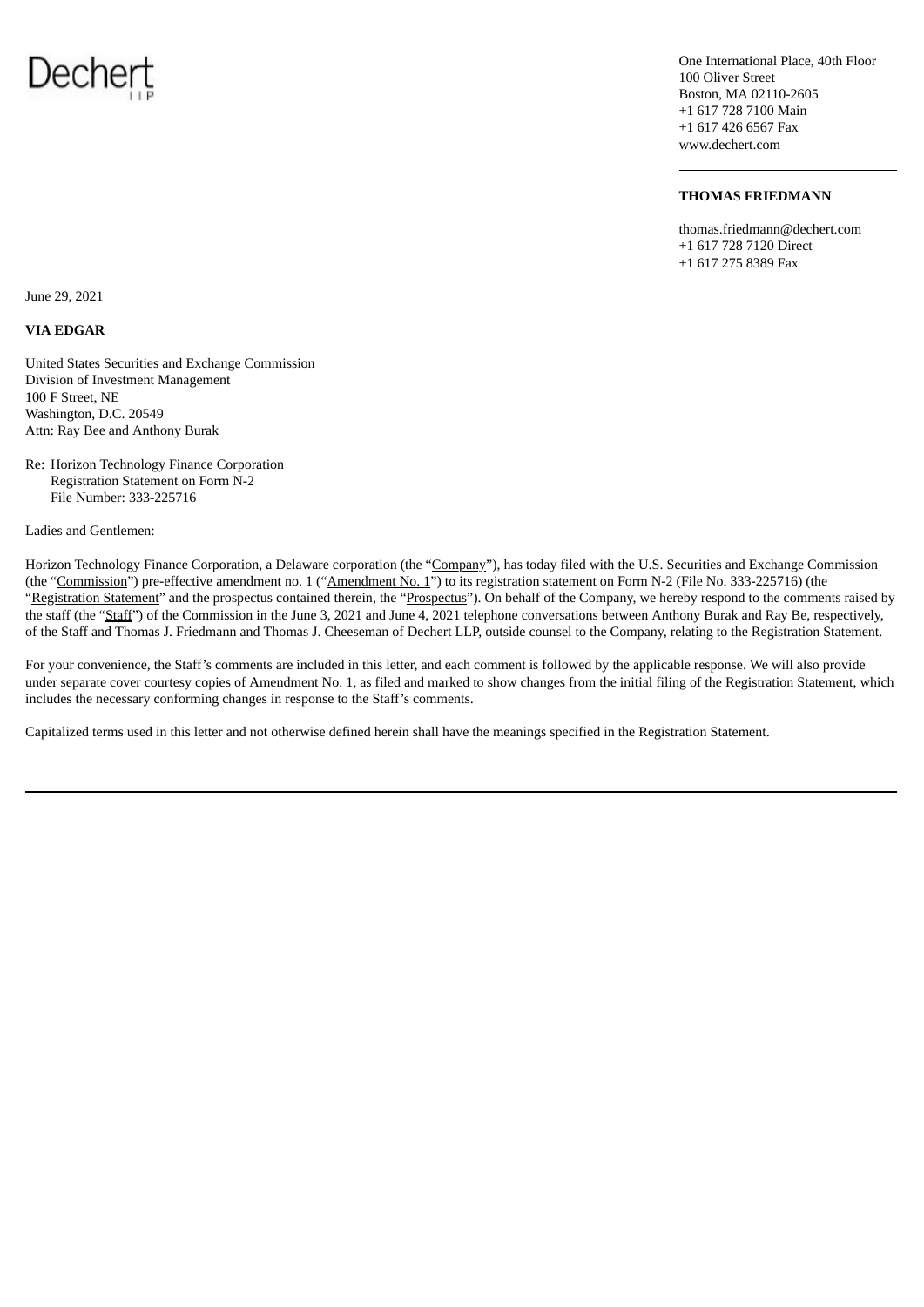Dechert LLP

One International Place, 40th Floor
100 Oliver Street
Boston, MA 02110-2605
+1 617 728 7100 Main
+1 617 426 6567 Fax
www.dechert.com

**THOMAS FRIEDMANN**

thomas.friedmann@dechert.com
+1 617 728 7120 Direct
+1 617 275 8389 Fax

June 29, 2021

**VIA EDGAR**

United States Securities and Exchange Commission
Division of Investment Management
100 F Street, NE
Washington, D.C. 20549
Attn: Ray Bee and Anthony Burak

Re: Horizon Technology Finance Corporation
Registration Statement on Form N-2
File Number: 333-225716

Ladies and Gentlemen:

Horizon Technology Finance Corporation, a Delaware corporation (the "Company"), has today filed with the U.S. Securities and Exchange Commission (the "Commission") pre-effective amendment no. 1 ("Amendment No. 1") to its registration statement on Form N-2 (File No. 333-225716) (the "Registration Statement" and the prospectus contained therein, the "Prospectus"). On behalf of the Company, we hereby respond to the comments raised by the staff (the "Staff") of the Commission in the June 3, 2021 and June 4, 2021 telephone conversations between Anthony Burak and Ray Be, respectively, of the Staff and Thomas J. Friedmann and Thomas J. Cheeseman of Dechert LLP, outside counsel to the Company, relating to the Registration Statement.

For your convenience, the Staff's comments are included in this letter, and each comment is followed by the applicable response. We will also provide under separate cover courtesy copies of Amendment No. 1, as filed and marked to show changes from the initial filing of the Registration Statement, which includes the necessary conforming changes in response to the Staff's comments.

Capitalized terms used in this letter and not otherwise defined herein shall have the meanings specified in the Registration Statement.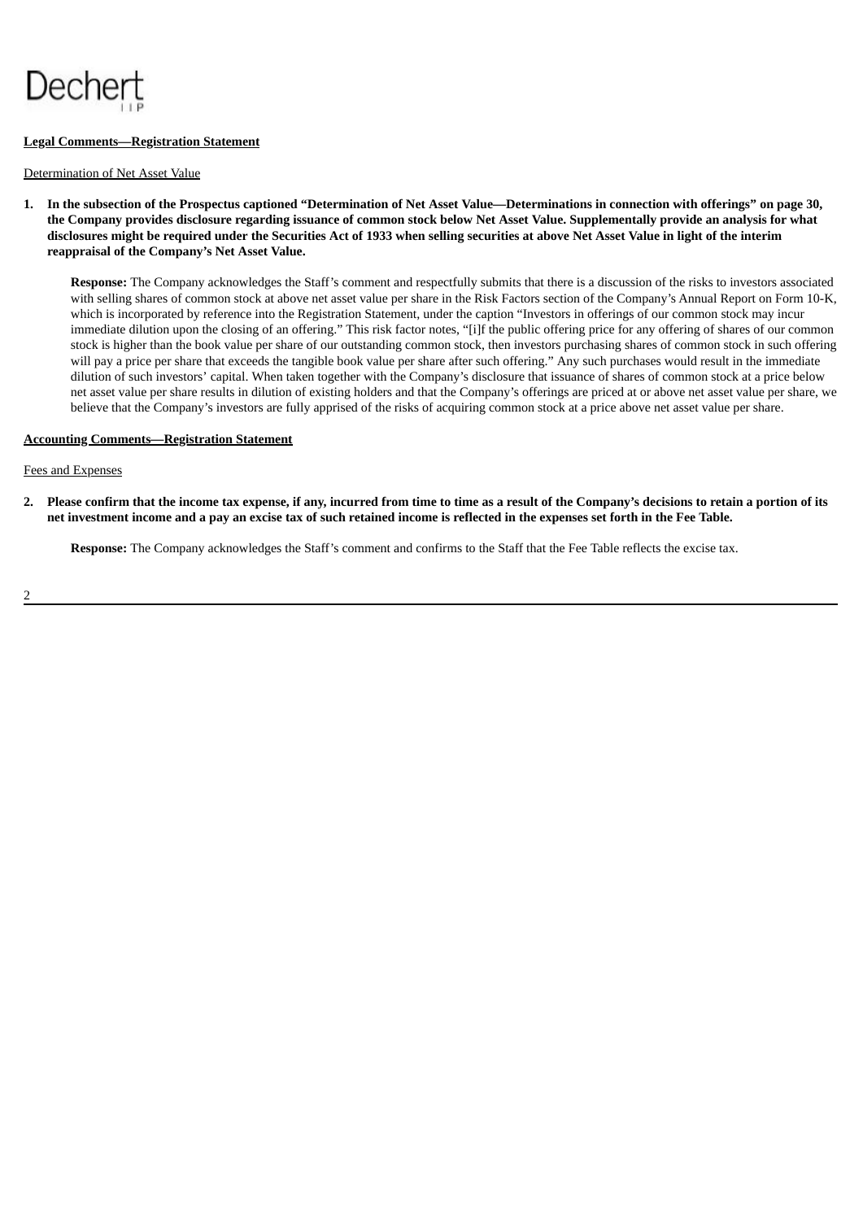**Legal Comments—Registration Statement**

Determination of Net Asset Value

1. **In the subsection of the Prospectus captioned "Determination of Net Asset Value—Determinations in connection with offerings" on page 30, the Company provides disclosure regarding issuance of common stock below Net Asset Value. Supplementally provide an analysis for what disclosures might be required under the Securities Act of 1933 when selling securities at above Net Asset Value in light of the interim reappraisal of the Company's Net Asset Value.**

   **Response:** The Company acknowledges the Staff's comment and respectfully submits that there is a discussion of the risks to investors associated with selling shares of common stock at above net asset value per share in the Risk Factors section of the Company's Annual Report on Form 10-K, which is incorporated by reference into the Registration Statement, under the caption "Investors in offerings of our common stock may incur immediate dilution upon the closing of an offering." This risk factor notes, "[i]f the public offering price for any offering of shares of our common stock is higher than the book value per share of our outstanding common stock, then investors purchasing shares of common stock in such offering will pay a price per share that exceeds the tangible book value per share after such offering." Any such purchases would result in the immediate dilution of such investors' capital. When taken together with the Company's disclosure that issuance of shares of common stock at a price below net asset value per share results in dilution of existing holders and that the Company's offerings are priced at or above net asset value per share, we believe that the Company's investors are fully apprised of the risks of acquiring common stock at a price above net asset value per share.

**Accounting Comments—Registration Statement**

Fees and Expenses

2. **Please confirm that the income tax expense, if any, incurred from time to time as a result of the Company's decisions to retain a portion of its net investment income and a pay an excise tax of such retained income is reflected in the expenses set forth in the Fee Table.**

   **Response:** The Company acknowledges the Staff's comment and confirms to the Staff that the Fee Table reflects the excise tax.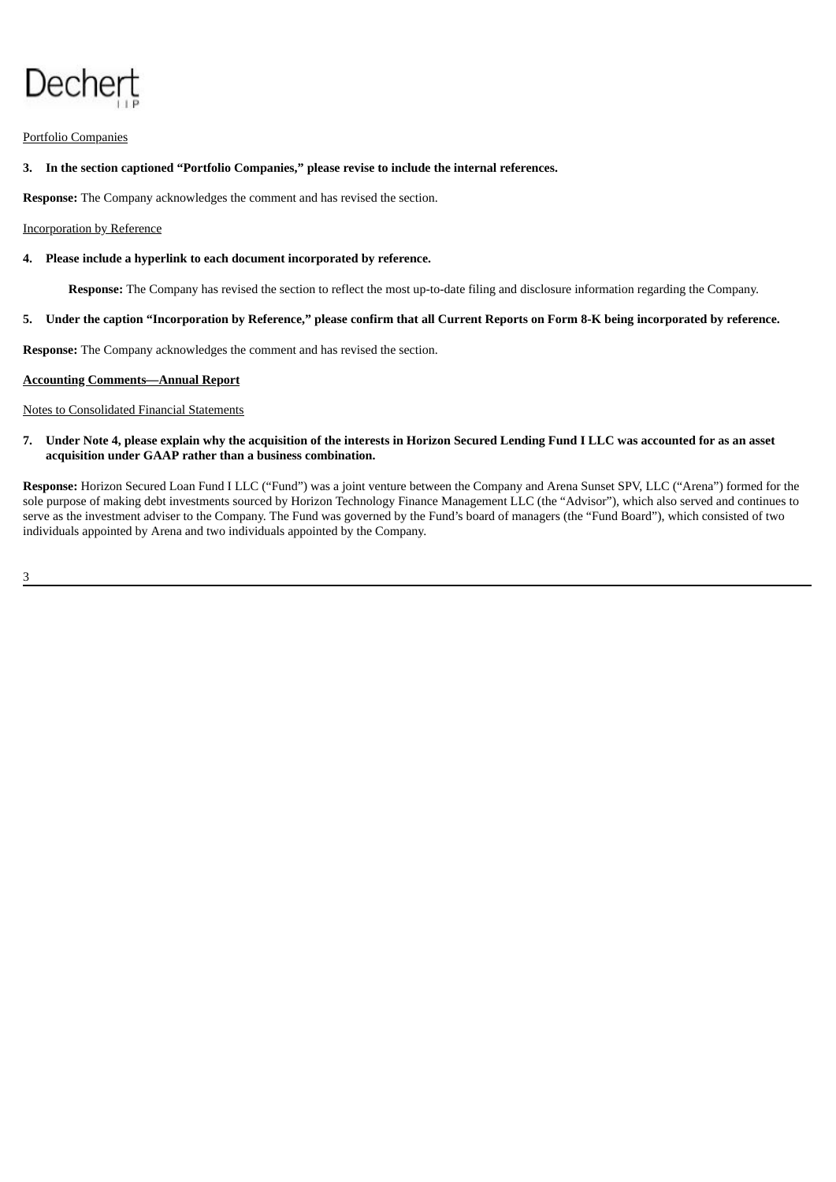Portfolio Companies

**3. In the section captioned "Portfolio Companies," please revise to include the internal references.**

**Response:** The Company acknowledges the comment and has revised the section.

Incorporation by Reference

**4. Please include a hyperlink to each document incorporated by reference.**

**Response:** The Company has revised the section to reflect the most up-to-date filing and disclosure information regarding the Company.

**5. Under the caption "Incorporation by Reference," please confirm that all Current Reports on Form 8-K being incorporated by reference.**

**Response:** The Company acknowledges the comment and has revised the section.

**Accounting Comments—Annual Report**

Notes to Consolidated Financial Statements

**7. Under Note 4, please explain why the acquisition of the interests in Horizon Secured Lending Fund I LLC was accounted for as an asset acquisition under GAAP rather than a business combination.**

**Response:** Horizon Secured Loan Fund I LLC ("Fund") was a joint venture between the Company and Arena Sunset SPV, LLC ("Arena") formed for the sole purpose of making debt investments sourced by Horizon Technology Finance Management LLC (the "Advisor"), which also served and continues to serve as the investment adviser to the Company. The Fund was governed by the Fund's board of managers (the "Fund Board"), which consisted of two individuals appointed by Arena and two individuals appointed by the Company.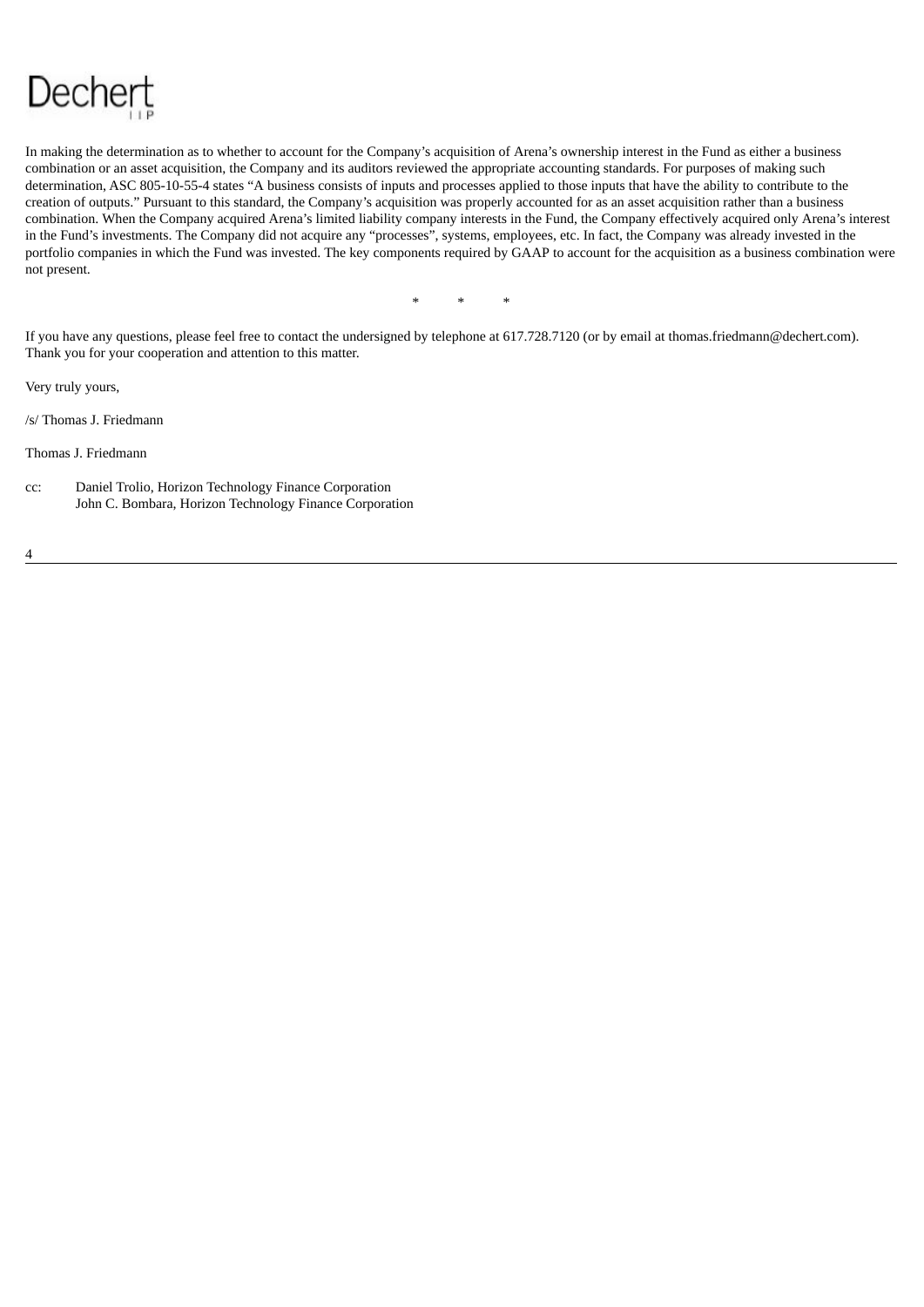In making the determination as to whether to account for the Company's acquisition of Arena's ownership interest in the Fund as either a business combination or an asset acquisition, the Company and its auditors reviewed the appropriate accounting standards. For purposes of making such determination, ASC 805-10-55-4 states "A business consists of inputs and processes applied to those inputs that have the ability to contribute to the creation of outputs." Pursuant to this standard, the Company's acquisition was properly accounted for as an asset acquisition rather than a business combination. When the Company acquired Arena's limited liability company interests in the Fund, the Company effectively acquired only Arena's interest in the Fund's investments. The Company did not acquire any "processes", systems, employees, etc. In fact, the Company was already invested in the portfolio companies in which the Fund was invested. The key components required by GAAP to account for the acquisition as a business combination were not present.

\* \* \*

If you have any questions, please feel free to contact the undersigned by telephone at 617.728.7120 (or by email at thomas.friedmann@dechert.com). Thank you for your cooperation and attention to this matter.

Very truly yours,

/s/ Thomas J. Friedmann

Thomas J. Friedmann

cc: Daniel Trolio, Horizon Technology Finance Corporation
John C. Bombara, Horizon Technology Finance Corporation